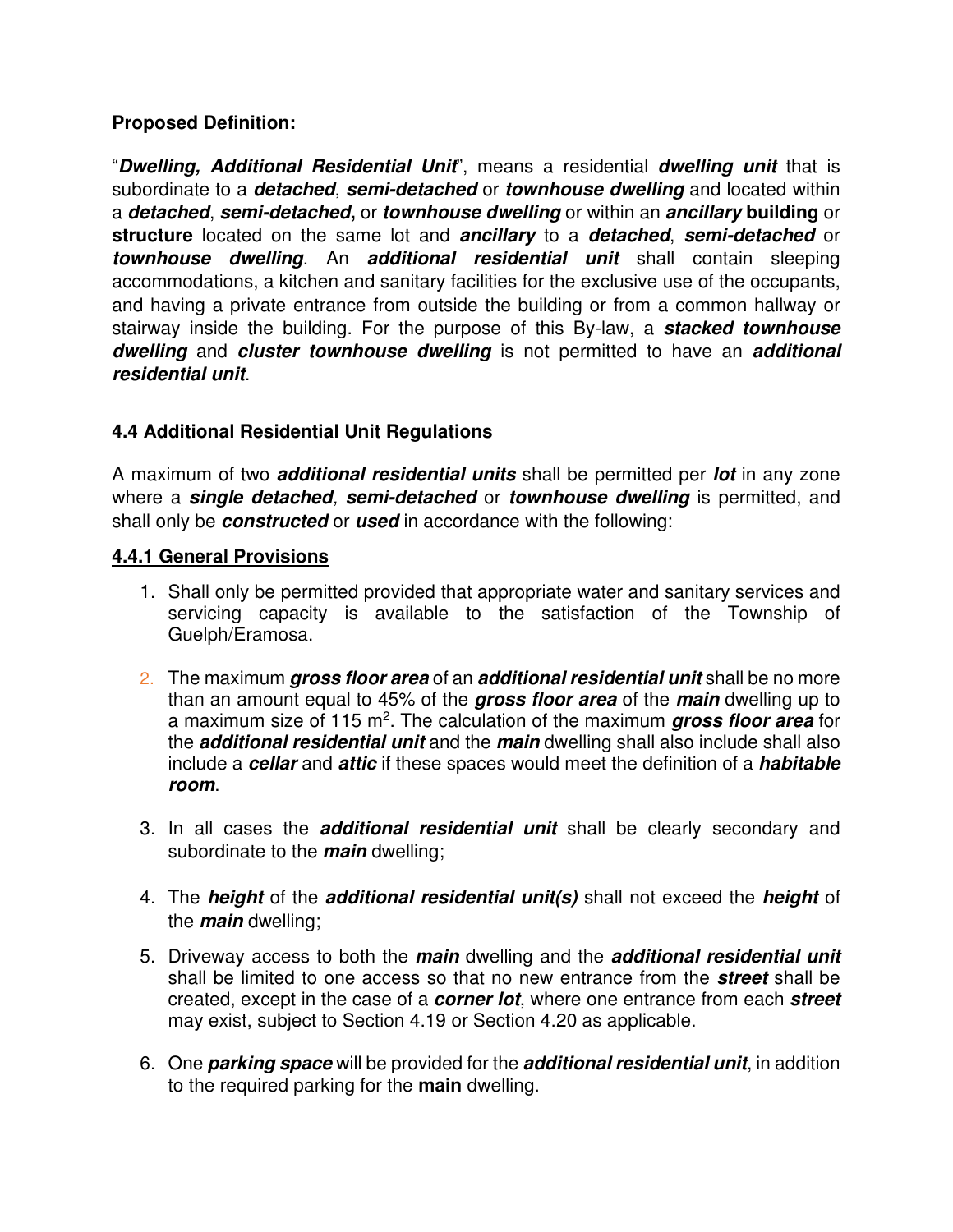**Proposed Definition:**

"***Dwelling, Additional Residential Unit***", means a residential ***dwelling unit*** that is subordinate to a ***detached***, ***semi-detached*** or ***townhouse dwelling*** and located within a ***detached***, ***semi-detached***, or ***townhouse dwelling*** or within an ***ancillary*** **building** or **structure** located on the same lot and ***ancillary*** to a ***detached***, ***semi-detached*** or ***townhouse dwelling***. An ***additional residential unit*** shall contain sleeping accommodations, a kitchen and sanitary facilities for the exclusive use of the occupants, and having a private entrance from outside the building or from a common hallway or stairway inside the building. For the purpose of this By-law, a ***stacked townhouse dwelling*** and ***cluster townhouse dwelling*** is not permitted to have an ***additional residential unit***.

**4.4 Additional Residential Unit Regulations**

A maximum of two ***additional residential units*** shall be permitted per ***lot*** in any zone where a ***single detached***, ***semi-detached*** or ***townhouse dwelling*** is permitted, and shall only be ***constructed*** or ***used*** in accordance with the following:

**<u>4.4.1 General Provisions</u>**

1. Shall only be permitted provided that appropriate water and sanitary services and servicing capacity is available to the satisfaction of the Township of Guelph/Eramosa.

2. The maximum ***gross floor area*** of an ***additional residential unit*** shall be no more than an amount equal to 45% of the ***gross floor area*** of the ***main*** dwelling up to a maximum size of 115 m$^2$. The calculation of the maximum ***gross floor area*** for the ***additional residential unit*** and the ***main*** dwelling shall also include shall also include a ***cellar*** and ***attic*** if these spaces would meet the definition of a ***habitable room***.

3. In all cases the ***additional residential unit*** shall be clearly secondary and subordinate to the ***main*** dwelling;

4. The ***height*** of the ***additional residential unit(s)*** shall not exceed the ***height*** of the ***main*** dwelling;

5. Driveway access to both the ***main*** dwelling and the ***additional residential unit*** shall be limited to one access so that no new entrance from the ***street*** shall be created, except in the case of a ***corner lot***, where one entrance from each ***street*** may exist, subject to Section 4.19 or Section 4.20 as applicable.

6. One ***parking space*** will be provided for the ***additional residential unit***, in addition to the required parking for the **main** dwelling.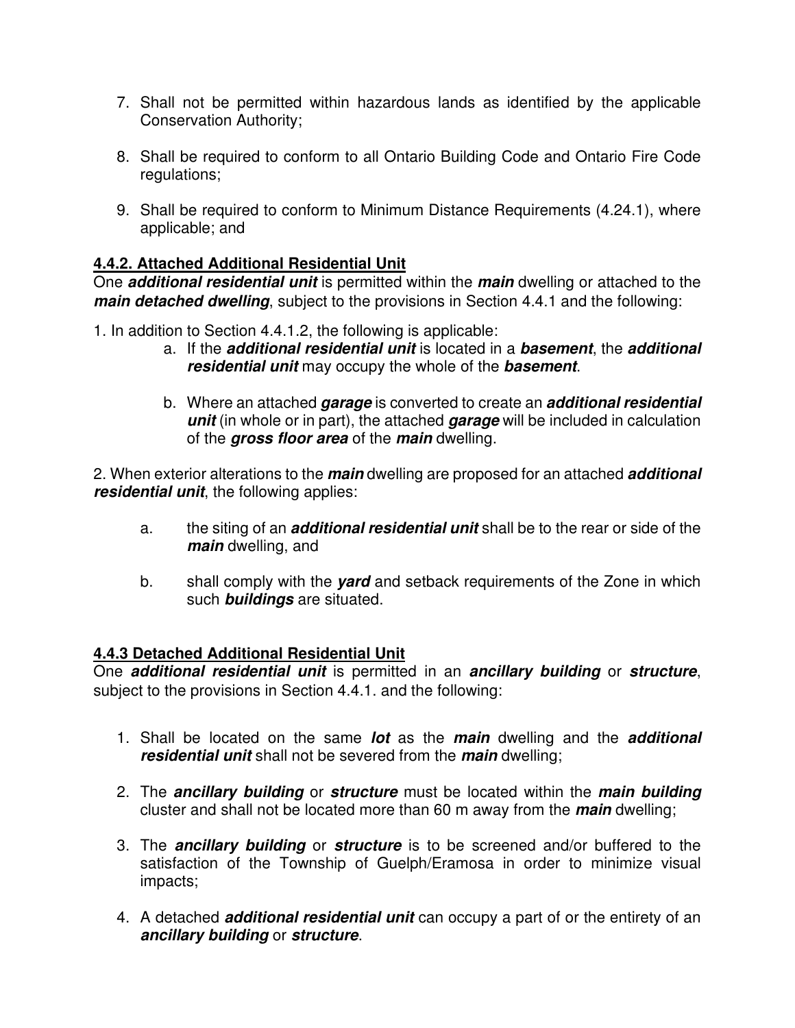7. Shall not be permitted within hazardous lands as identified by the applicable Conservation Authority;

8. Shall be required to conform to all Ontario Building Code and Ontario Fire Code regulations;

9. Shall be required to conform to Minimum Distance Requirements (4.24.1), where applicable; and

### 4.4.2. Attached Additional Residential Unit

One ***additional residential unit*** is permitted within the ***main*** dwelling or attached to the ***main detached dwelling***, subject to the provisions in Section 4.4.1 and the following:

1. In addition to Section 4.4.1.2, the following is applicable:
   a. If the ***additional residential unit*** is located in a ***basement***, the ***additional residential unit*** may occupy the whole of the ***basement***.

   b. Where an attached ***garage*** is converted to create an ***additional residential unit*** (in whole or in part), the attached ***garage*** will be included in calculation of the ***gross floor area*** of the ***main*** dwelling.

2. When exterior alterations to the ***main*** dwelling are proposed for an attached ***additional residential unit***, the following applies:

   a. the siting of an ***additional residential unit*** shall be to the rear or side of the ***main*** dwelling, and

   b. shall comply with the ***yard*** and setback requirements of the Zone in which such ***buildings*** are situated.

### 4.4.3 Detached Additional Residential Unit

One ***additional residential unit*** is permitted in an ***ancillary building*** or ***structure***, subject to the provisions in Section 4.4.1. and the following:

1. Shall be located on the same ***lot*** as the ***main*** dwelling and the ***additional residential unit*** shall not be severed from the ***main*** dwelling;

2. The ***ancillary building*** or ***structure*** must be located within the ***main building*** cluster and shall not be located more than 60 m away from the ***main*** dwelling;

3. The ***ancillary building*** or ***structure*** is to be screened and/or buffered to the satisfaction of the Township of Guelph/Eramosa in order to minimize visual impacts;

4. A detached ***additional residential unit*** can occupy a part of or the entirety of an ***ancillary building*** or ***structure***.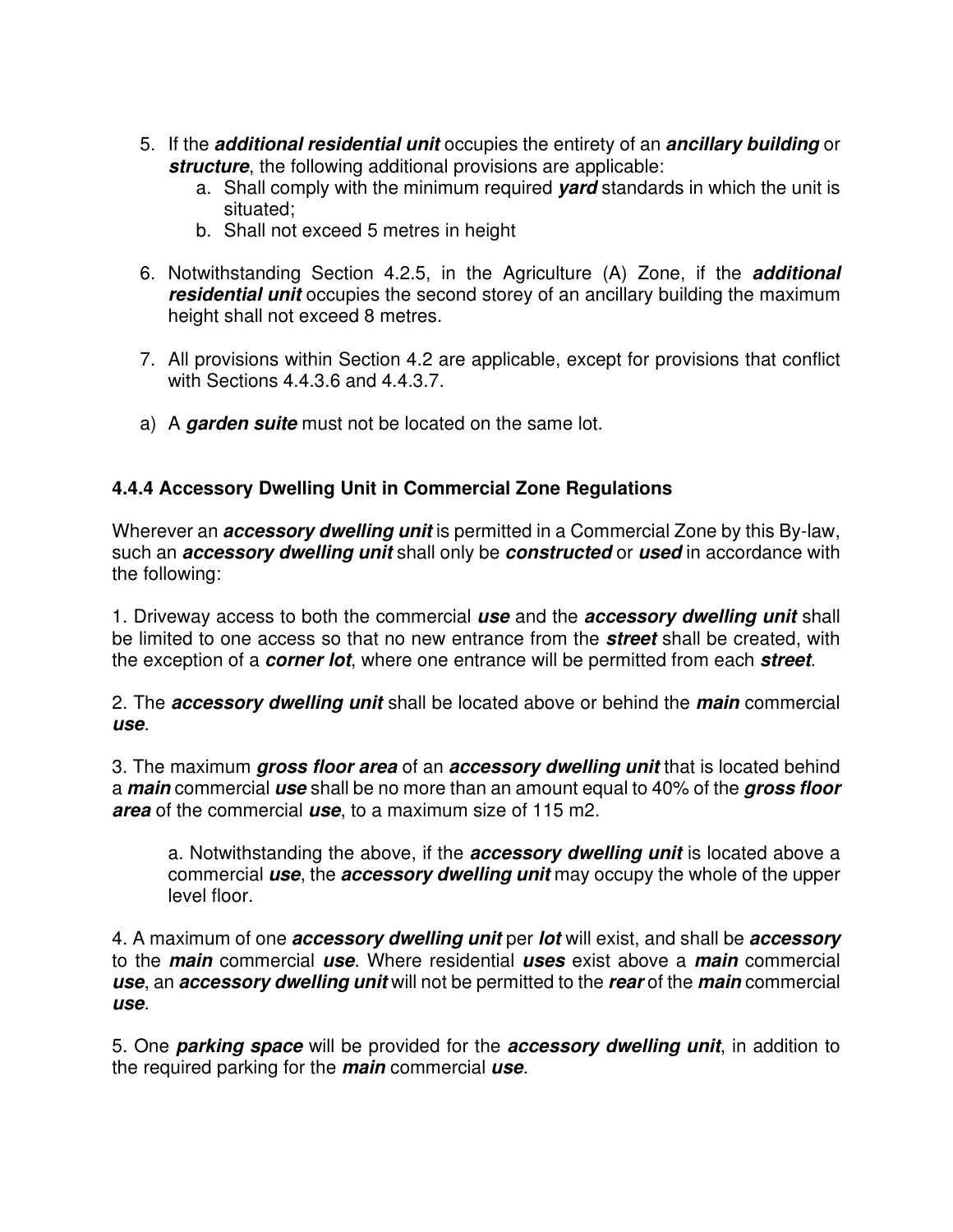5. If the ***additional residential unit*** occupies the entirety of an ***ancillary building*** or ***structure***, the following additional provisions are applicable:
    a. Shall comply with the minimum required ***yard*** standards in which the unit is situated;
    b. Shall not exceed 5 metres in height

6. Notwithstanding Section 4.2.5, in the Agriculture (A) Zone, if the ***additional residential unit*** occupies the second storey of an ancillary building the maximum height shall not exceed 8 metres.

7. All provisions within Section 4.2 are applicable, except for provisions that conflict with Sections 4.4.3.6 and 4.4.3.7.

a) A ***garden suite*** must not be located on the same lot.

### 4.4.4 Accessory Dwelling Unit in Commercial Zone Regulations

Wherever an ***accessory dwelling unit*** is permitted in a Commercial Zone by this By-law, such an ***accessory dwelling unit*** shall only be ***constructed*** or ***used*** in accordance with the following:

1. Driveway access to both the commercial ***use*** and the ***accessory dwelling unit*** shall be limited to one access so that no new entrance from the ***street*** shall be created, with the exception of a ***corner lot***, where one entrance will be permitted from each ***street***.

2. The ***accessory dwelling unit*** shall be located above or behind the ***main*** commercial ***use***.

3. The maximum ***gross floor area*** of an ***accessory dwelling unit*** that is located behind a ***main*** commercial ***use*** shall be no more than an amount equal to 40% of the ***gross floor area*** of the commercial ***use***, to a maximum size of 115 m2.

    a. Notwithstanding the above, if the ***accessory dwelling unit*** is located above a commercial ***use***, the ***accessory dwelling unit*** may occupy the whole of the upper level floor.

4. A maximum of one ***accessory dwelling unit*** per ***lot*** will exist, and shall be ***accessory*** to the ***main*** commercial ***use***. Where residential ***uses*** exist above a ***main*** commercial ***use***, an ***accessory dwelling unit*** will not be permitted to the ***rear*** of the ***main*** commercial ***use***.

5. One ***parking space*** will be provided for the ***accessory dwelling unit***, in addition to the required parking for the ***main*** commercial ***use***.